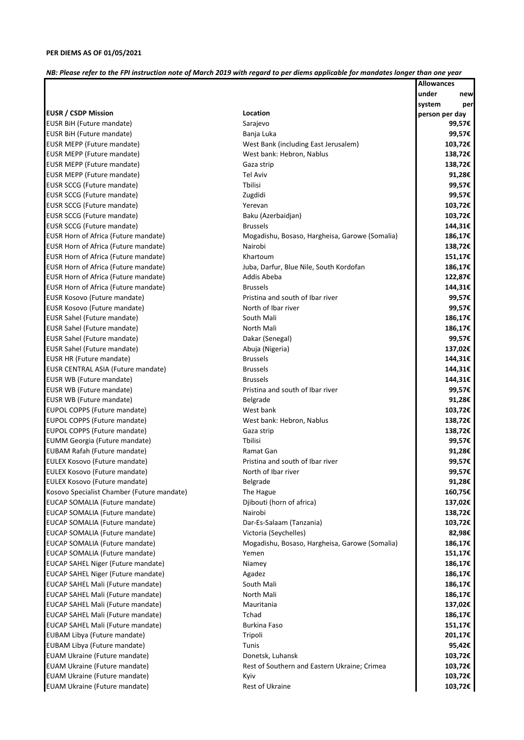**PER DIEMS AS OF 01/05/2021**

***NB: Please refer to the FPI instruction note of March 2019 with regard to per diems applicable for mandates longer than one year***

| EUSR / CSDP Mission | Location | Allowances under new system per person per day |
|---|---|---|
| EUSR BiH (Future mandate) | Sarajevo | **99,57€** |
| EUSR BiH (Future mandate) | Banja Luka | **99,57€** |
| EUSR MEPP (Future mandate) | West Bank (including East Jerusalem) | **103,72€** |
| EUSR MEPP (Future mandate) | West bank: Hebron, Nablus | **138,72€** |
| EUSR MEPP (Future mandate) | Gaza strip | **138,72€** |
| EUSR MEPP (Future mandate) | Tel Aviv | **91,28€** |
| EUSR SCCG (Future mandate) | Tbilisi | **99,57€** |
| EUSR SCCG (Future mandate) | Zugdidi | **99,57€** |
| EUSR SCCG (Future mandate) | Yerevan | **103,72€** |
| EUSR SCCG (Future mandate) | Baku (Azerbaidjan) | **103,72€** |
| EUSR SCCG (Future mandate) | Brussels | **144,31€** |
| EUSR Horn of Africa (Future mandate) | Mogadishu, Bosaso, Hargheisa, Garowe (Somalia) | **186,17€** |
| EUSR Horn of Africa (Future mandate) | Nairobi | **138,72€** |
| EUSR Horn of Africa (Future mandate) | Khartoum | **151,17€** |
| EUSR Horn of Africa (Future mandate) | Juba, Darfur, Blue Nile, South Kordofan | **186,17€** |
| EUSR Horn of Africa (Future mandate) | Addis Abeba | **122,87€** |
| EUSR Horn of Africa (Future mandate) | Brussels | **144,31€** |
| EUSR Kosovo (Future mandate) | Pristina and south of Ibar river | **99,57€** |
| EUSR Kosovo (Future mandate) | North of Ibar river | **99,57€** |
| EUSR Sahel (Future mandate) | South Mali | **186,17€** |
| EUSR Sahel (Future mandate) | North Mali | **186,17€** |
| EUSR Sahel (Future mandate) | Dakar (Senegal) | **99,57€** |
| EUSR Sahel (Future mandate) | Abuja (Nigeria) | **137,02€** |
| EUSR HR (Future mandate) | Brussels | **144,31€** |
| EUSR CENTRAL ASIA (Future mandate) | Brussels | **144,31€** |
| EUSR WB (Future mandate) | Brussels | **144,31€** |
| EUSR WB (Future mandate) | Pristina and south of Ibar river | **99,57€** |
| EUSR WB (Future mandate) | Belgrade | **91,28€** |
| EUPOL COPPS (Future mandate) | West bank | **103,72€** |
| EUPOL COPPS (Future mandate) | West bank: Hebron, Nablus | **138,72€** |
| EUPOL COPPS (Future mandate) | Gaza strip | **138,72€** |
| EUMM Georgia (Future mandate) | Tbilisi | **99,57€** |
| EUBAM Rafah (Future mandate) | Ramat Gan | **91,28€** |
| EULEX Kosovo (Future mandate) | Pristina and south of Ibar river | **99,57€** |
| EULEX Kosovo (Future mandate) | North of Ibar river | **99,57€** |
| EULEX Kosovo (Future mandate) | Belgrade | **91,28€** |
| Kosovo Specialist Chamber (Future mandate) | The Hague | **160,75€** |
| EUCAP SOMALIA (Future mandate) | Djibouti (horn of africa) | **137,02€** |
| EUCAP SOMALIA (Future mandate) | Nairobi | **138,72€** |
| EUCAP SOMALIA (Future mandate) | Dar-Es-Salaam (Tanzania) | **103,72€** |
| EUCAP SOMALIA (Future mandate) | Victoria (Seychelles) | **82,98€** |
| EUCAP SOMALIA (Future mandate) | Mogadishu, Bosaso, Hargheisa, Garowe (Somalia) | **186,17€** |
| EUCAP SOMALIA (Future mandate) | Yemen | **151,17€** |
| EUCAP SAHEL Niger (Future mandate) | Niamey | **186,17€** |
| EUCAP SAHEL Niger (Future mandate) | Agadez | **186,17€** |
| EUCAP SAHEL Mali (Future mandate) | South Mali | **186,17€** |
| EUCAP SAHEL Mali (Future mandate) | North Mali | **186,17€** |
| EUCAP SAHEL Mali (Future mandate) | Mauritania | **137,02€** |
| EUCAP SAHEL Mali (Future mandate) | Tchad | **186,17€** |
| EUCAP SAHEL Mali (Future mandate) | Burkina Faso | **151,17€** |
| EUBAM Libya (Future mandate) | Tripoli | **201,17€** |
| EUBAM Libya (Future mandate) | Tunis | **95,42€** |
| EUAM Ukraine (Future mandate) | Donetsk, Luhansk | **103,72€** |
| EUAM Ukraine (Future mandate) | Rest of Southern and Eastern Ukraine; Crimea | **103,72€** |
| EUAM Ukraine (Future mandate) | Kyiv | **103,72€** |
| EUAM Ukraine (Future mandate) | Rest of Ukraine | **103,72€** |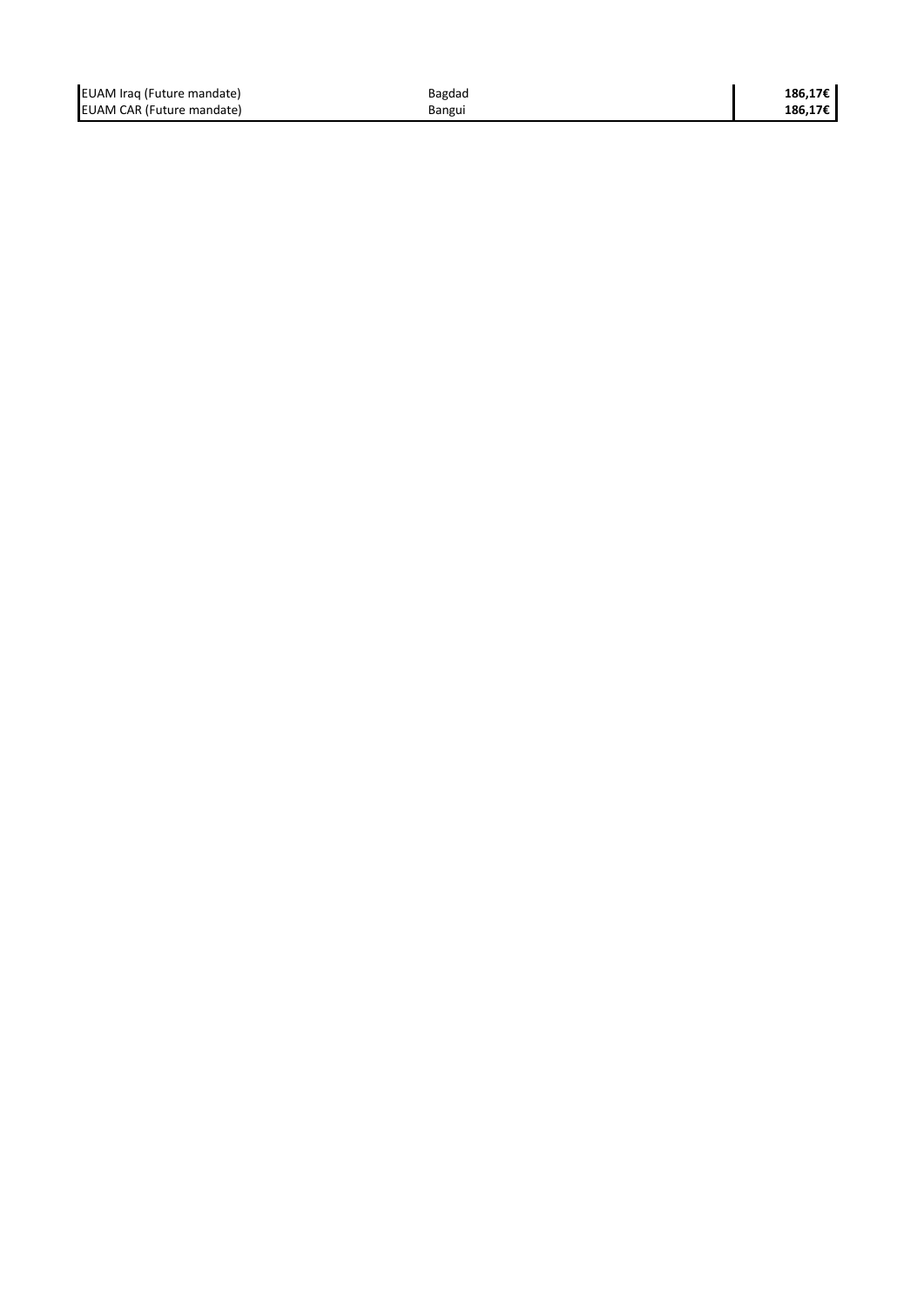| | | |
|---|---|---|
| EUAM Iraq (Future mandate) | Bagdad | **186,17€** |
| EUAM CAR (Future mandate) | Bangui | **186,17€** |